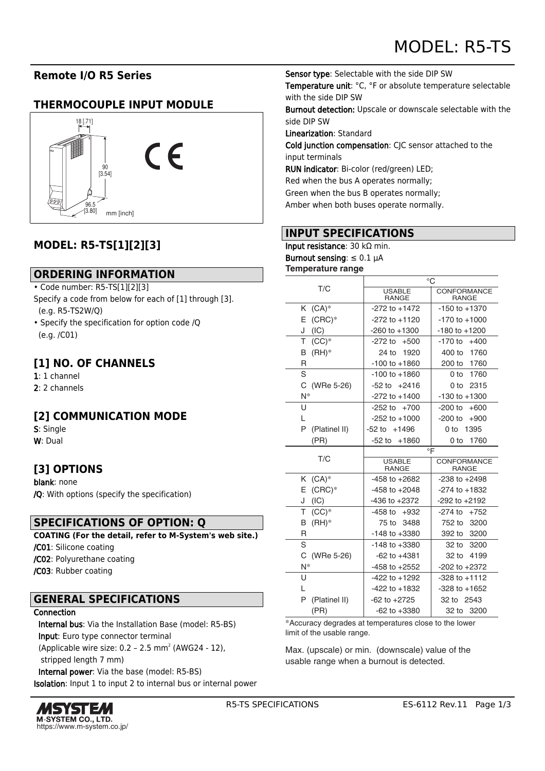# MODEL: R5-TS

## Remote I/O R5 Series

## THERMOCOUPLE INPUT MODULE

18 [.71]

90 [3.54]

96.5 [3.80]

mm [inch]

## MODEL: R5-TS[1][2][3]

## ORDERING INFORMATION

- Code number: R5-TS[1][2][3]

Specify a code from below for each of [1] through [3].
(e.g. R5-TS2W/Q)

- Specify the specification for option code /Q
(e.g. /C01)

## [1] NO. OF CHANNELS

**1**: 1 channel
**2**: 2 channels

## [2] COMMUNICATION MODE

**S**: Single
**W**: Dual

## [3] OPTIONS

**blank**: none
**/Q**: With options (specify the specification)

## SPECIFICATIONS OF OPTION: Q

**COATING (For the detail, refer to M-System's web site.)**
**/C01**: Silicone coating
**/C02**: Polyurethane coating
**/C03**: Rubber coating

## GENERAL SPECIFICATIONS

**Connection**
**Internal bus**: Via the Installation Base (model: R5-BS)
**Input**: Euro type connector terminal
(Applicable wire size: 0.2 – 2.5 mm$^2$ (AWG24 - 12), stripped length 7 mm)
**Internal power**: Via the base (model: R5-BS)
**Isolation**: Input 1 to input 2 to internal bus or internal power
**Sensor type**: Selectable with the side DIP SW
**Temperature unit**: °C, °F or absolute temperature selectable with the side DIP SW
**Burnout detection:** Upscale or downscale selectable with the side DIP SW
**Linearization**: Standard
**Cold junction compensation**: CJC sensor attached to the input terminals
**RUN indicator**: Bi-color (red/green) LED;
Red when the bus A operates normally;
Green when the bus B operates normally;
Amber when both buses operate normally.

## INPUT SPECIFICATIONS

**Input resistance**: 30 kΩ min.
**Burnout sensing**: ≤ 0.1 µA
**Temperature range**

| T/C | °C | |
|---|---|---|
| | USABLE RANGE | CONFORMANCE RANGE |
| K (CA)* | -272 to +1472 | -150 to +1370 |
| E (CRC)* | -272 to +1120 | -170 to +1000 |
| J (IC) | -260 to +1300 | -180 to +1200 |
| T (CC)* | -272 to +500 | -170 to +400 |
| B (RH)* | 24 to 1920 | 400 to 1760 |
| R | -100 to +1860 | 200 to 1760 |
| S | -100 to +1860 | 0 to 1760 |
| C (WRe 5-26) | -52 to +2416 | 0 to 2315 |
| N* | -272 to +1400 | -130 to +1300 |
| U | -252 to +700 | -200 to +600 |
| L | -252 to +1000 | -200 to +900 |
| P (Platinel II) | -52 to +1496 | 0 to 1395 |
| (PR) | -52 to +1860 | 0 to 1760 |

| T/C | °F | |
|---|---|---|
| | USABLE RANGE | CONFORMANCE RANGE |
| K (CA)* | -458 to +2682 | -238 to +2498 |
| E (CRC)* | -458 to +2048 | -274 to +1832 |
| J (IC) | -436 to +2372 | -292 to +2192 |
| T (CC)* | -458 to +932 | -274 to +752 |
| B (RH)* | 75 to 3488 | 752 to 3200 |
| R | -148 to +3380 | 392 to 3200 |
| S | -148 to +3380 | 32 to 3200 |
| C (WRe 5-26) | -62 to +4381 | 32 to 4199 |
| N* | -458 to +2552 | -202 to +2372 |
| U | -422 to +1292 | -328 to +1112 |
| L | -422 to +1832 | -328 to +1652 |
| P (Platinel II) | -62 to +2725 | 32 to 2543 |
| (PR) | -62 to +3380 | 32 to 3200 |

*Accuracy degrades at temperatures close to the lower limit of the usable range.

Max. (upscale) or min. (downscale) value of the usable range when a burnout is detected.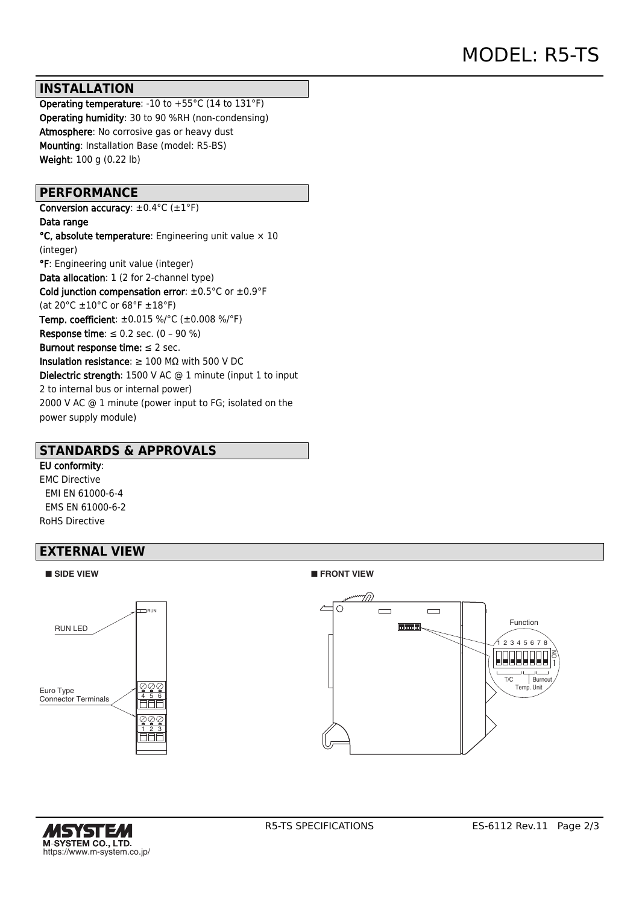## INSTALLATION

**Operating temperature**: -10 to +55°C (14 to 131°F)
**Operating humidity**: 30 to 90 %RH (non-condensing)
**Atmosphere**: No corrosive gas or heavy dust
**Mounting**: Installation Base (model: R5-BS)
**Weight**: 100 g (0.22 lb)

## PERFORMANCE

**Conversion accuracy**: ±0.4°C (±1°F)
**Data range**
**°C, absolute temperature**: Engineering unit value × 10 (integer)
**°F**: Engineering unit value (integer)
**Data allocation**: 1 (2 for 2-channel type)
**Cold junction compensation error**: ±0.5°C or ±0.9°F (at 20°C ±10°C or 68°F ±18°F)
**Temp. coefficient**: ±0.015 %/°C (±0.008 %/°F)
**Response time**: ≤ 0.2 sec. (0 – 90 %)
**Burnout response time:** ≤ 2 sec.
**Insulation resistance**: ≥ 100 MΩ with 500 V DC
**Dielectric strength**: 1500 V AC @ 1 minute (input 1 to input 2 to internal bus or internal power)
2000 V AC @ 1 minute (power input to FG; isolated on the power supply module)

## STANDARDS & APPROVALS

**EU conformity**:
EMC Directive
  EMI EN 61000-6-4
  EMS EN 61000-6-2
RoHS Directive

## EXTERNAL VIEW

■ **SIDE VIEW**

RUN LED

Euro Type Connector Terminals

■ **FRONT VIEW**

Function

1 2 3 4 5 6 7 8

ON

T/C

Burnout

Temp. Unit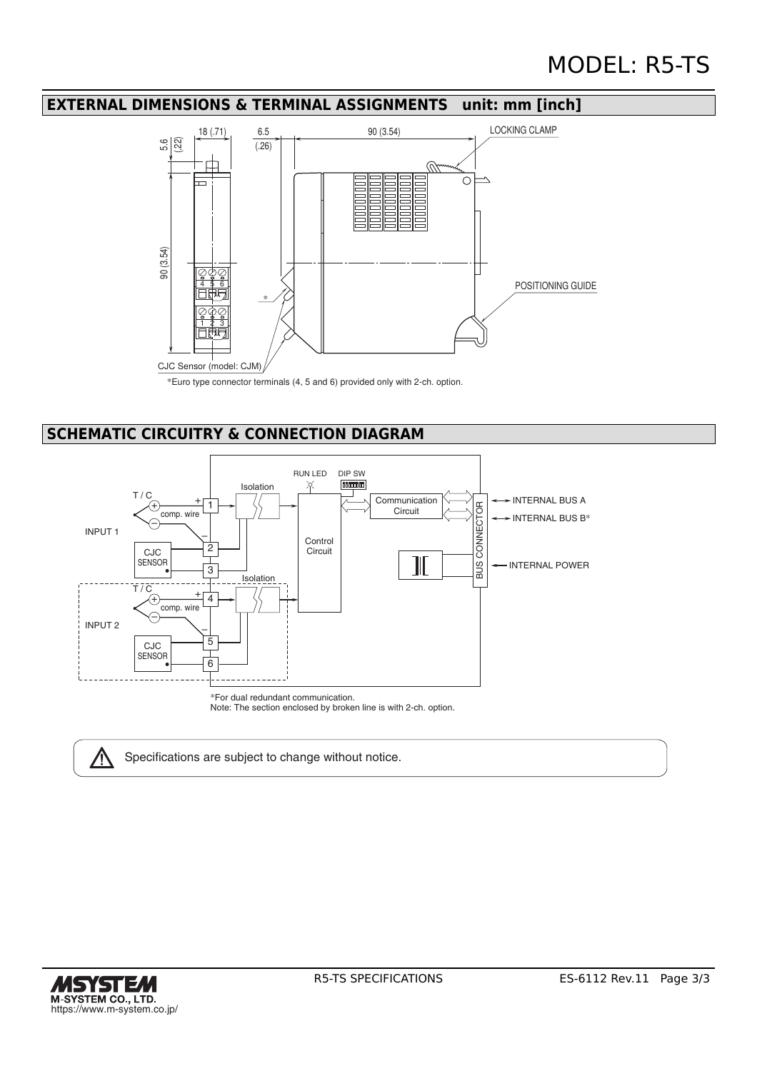# MODEL: R5-TS

## EXTERNAL DIMENSIONS & TERMINAL ASSIGNMENTS unit: mm [inch]

18 (.71)
6.5
(.26)
90 (3.54)
LOCKING CLAMP
5.6
(.22)
90 (3.54)
POSITIONING GUIDE
*
4 5 6
1 2 3
CJC Sensor (model: CJM)

*Euro type connector terminals (4, 5 and 6) provided only with 2-ch. option.

## SCHEMATIC CIRCUITRY & CONNECTION DIAGRAM

RUN LED
DIP SW
Isolation
T / C
comp. wire
INPUT 1
CJC SENSOR
1
2
3
Control Circuit
Communication Circuit
BUS CONNECTOR
INTERNAL BUS A
INTERNAL BUS B*
INTERNAL POWER
Isolation
T / C
comp. wire
INPUT 2
CJC SENSOR
4
5
6

*For dual redundant communication.
Note: The section enclosed by broken line is with 2-ch. option.

Specifications are subject to change without notice.